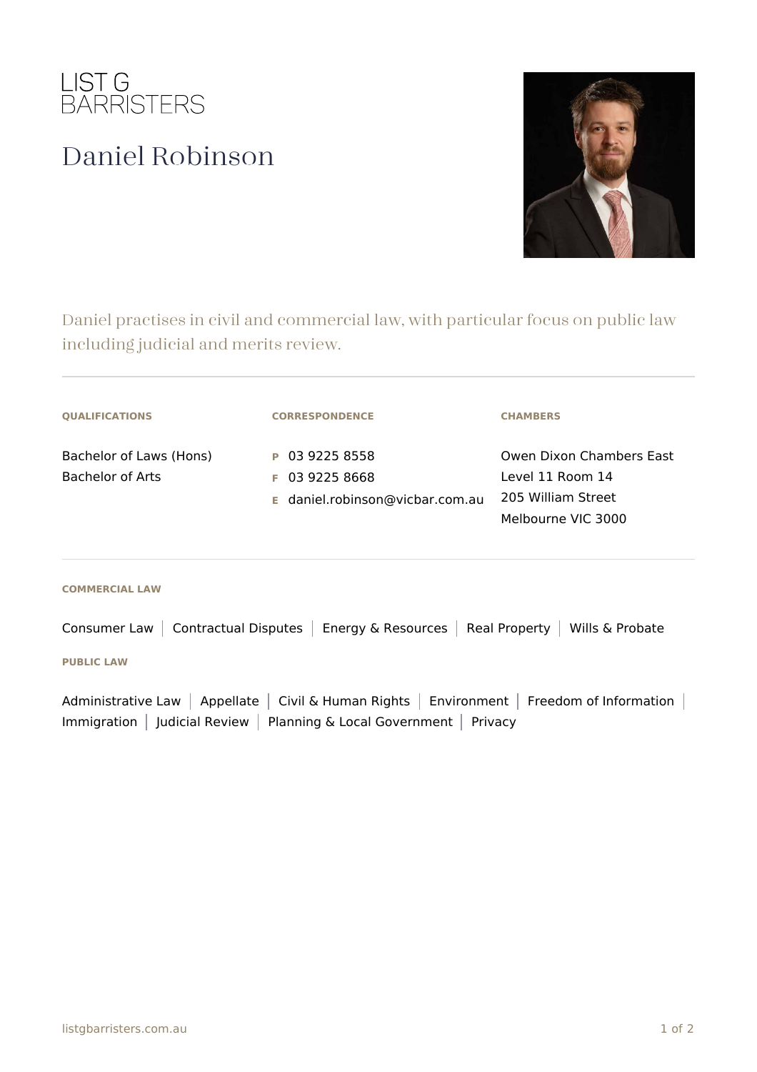LIST G
BARRISTERS

# Daniel Robinson

Daniel practises in civil and commercial law, with particular focus on public law including judicial and merits review.

---

**QUALIFICATIONS**

Bachelor of Laws (Hons)
Bachelor of Arts

**CORRESPONDENCE**

**P** 03 9225 8558
**F** 03 9225 8668
**E** daniel.robinson@vicbar.com.au

**CHAMBERS**

Owen Dixon Chambers East
Level 11 Room 14
205 William Street
Melbourne VIC 3000

---

**COMMERCIAL LAW**

Consumer Law | Contractual Disputes | Energy & Resources | Real Property | Wills & Probate

**PUBLIC LAW**

Administrative Law | Appellate | Civil & Human Rights | Environment | Freedom of Information | Immigration | Judicial Review | Planning & Local Government | Privacy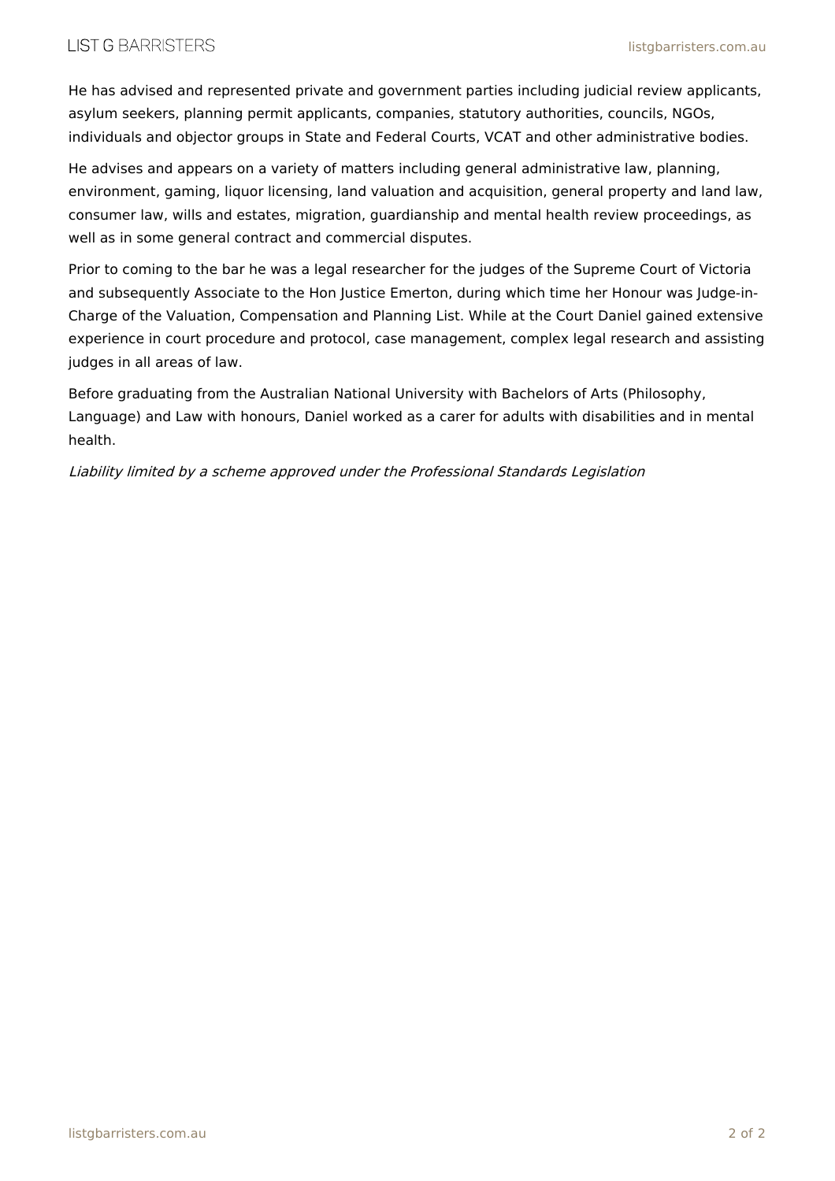He has advised and represented private and government parties including judicial review applicants, asylum seekers, planning permit applicants, companies, statutory authorities, councils, NGOs, individuals and objector groups in State and Federal Courts, VCAT and other administrative bodies.

He advises and appears on a variety of matters including general administrative law, planning, environment, gaming, liquor licensing, land valuation and acquisition, general property and land law, consumer law, wills and estates, migration, guardianship and mental health review proceedings, as well as in some general contract and commercial disputes.

Prior to coming to the bar he was a legal researcher for the judges of the Supreme Court of Victoria and subsequently Associate to the Hon Justice Emerton, during which time her Honour was Judge-in-Charge of the Valuation, Compensation and Planning List. While at the Court Daniel gained extensive experience in court procedure and protocol, case management, complex legal research and assisting judges in all areas of law.

Before graduating from the Australian National University with Bachelors of Arts (Philosophy, Language) and Law with honours, Daniel worked as a carer for adults with disabilities and in mental health.

*Liability limited by a scheme approved under the Professional Standards Legislation*